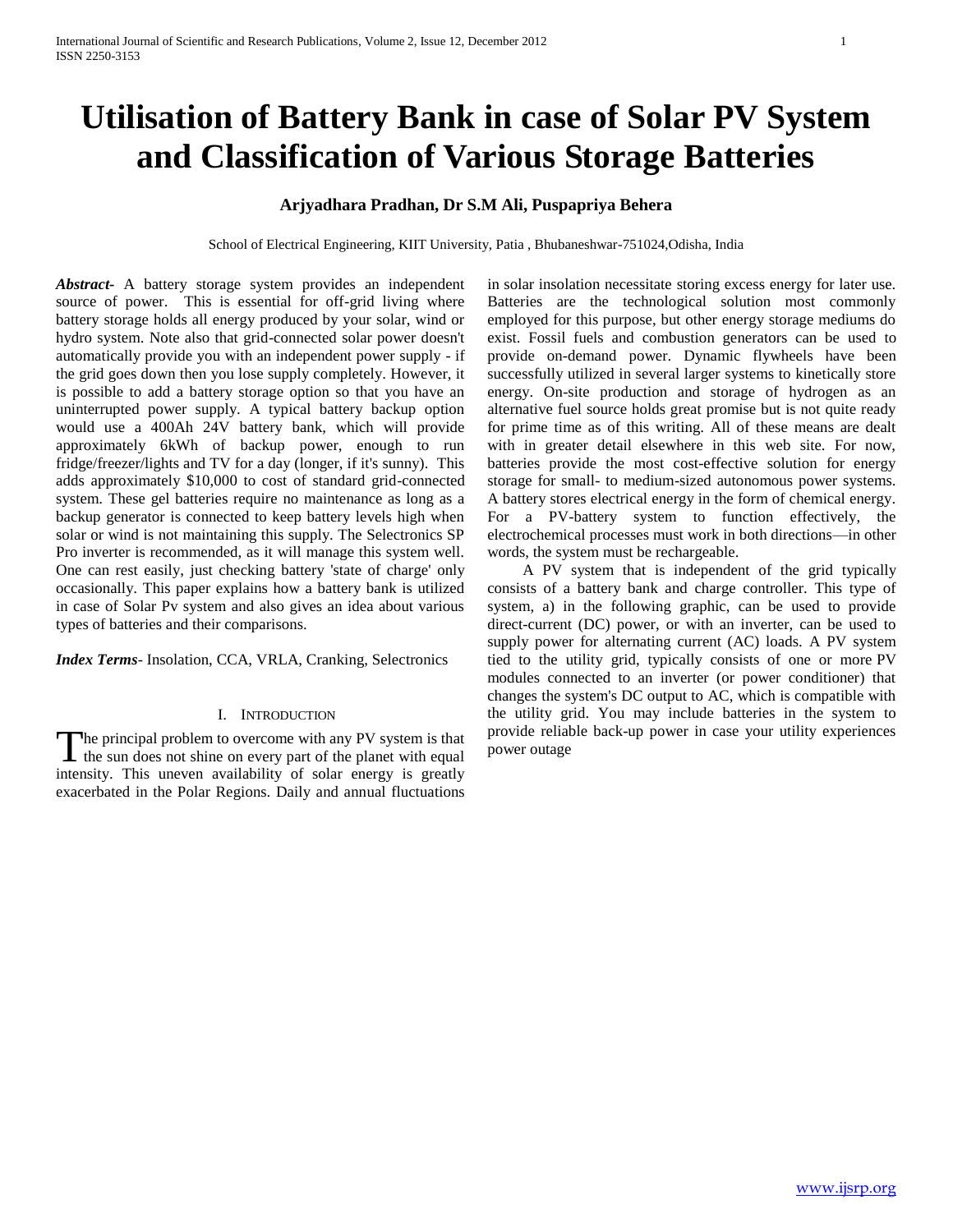# Utilisation of Battery Bank in case of Solar PV System and Classification of Various Storage Batteries

**Arjyadhara Pradhan, Dr S.M Ali, Puspapriya Behera**

School of Electrical Engineering, KIIT University, Patia , Bhubaneshwar-751024,Odisha, India

***Abstract***- A battery storage system provides an independent source of power. This is essential for off-grid living where battery storage holds all energy produced by your solar, wind or hydro system. Note also that grid-connected solar power doesn't automatically provide you with an independent power supply - if the grid goes down then you lose supply completely. However, it is possible to add a battery storage option so that you have an uninterrupted power supply. A typical battery backup option would use a 400Ah 24V battery bank, which will provide approximately 6kWh of backup power, enough to run fridge/freezer/lights and TV for a day (longer, if it's sunny). This adds approximately $10,000 to cost of standard grid-connected system. These gel batteries require no maintenance as long as a backup generator is connected to keep battery levels high when solar or wind is not maintaining this supply. The Selectronics SP Pro inverter is recommended, as it will manage this system well. One can rest easily, just checking battery 'state of charge' only occasionally. This paper explains how a battery bank is utilized in case of Solar Pv system and also gives an idea about various types of batteries and their comparisons.

***Index Terms***- Insolation, CCA, VRLA, Cranking, Selectronics

## I. Introduction

The principal problem to overcome with any PV system is that the sun does not shine on every part of the planet with equal intensity. This uneven availability of solar energy is greatly exacerbated in the Polar Regions. Daily and annual fluctuations in solar insolation necessitate storing excess energy for later use. Batteries are the technological solution most commonly employed for this purpose, but other energy storage mediums do exist. Fossil fuels and combustion generators can be used to provide on-demand power. Dynamic flywheels have been successfully utilized in several larger systems to kinetically store energy. On-site production and storage of hydrogen as an alternative fuel source holds great promise but is not quite ready for prime time as of this writing. All of these means are dealt with in greater detail elsewhere in this web site. For now, batteries provide the most cost-effective solution for energy storage for small- to medium-sized autonomous power systems. A battery stores electrical energy in the form of chemical energy. For a PV-battery system to function effectively, the electrochemical processes must work in both directions—in other words, the system must be rechargeable.

A PV system that is independent of the grid typically consists of a battery bank and charge controller. This type of system, a) in the following graphic, can be used to provide direct-current (DC) power, or with an inverter, can be used to supply power for alternating current (AC) loads. A PV system tied to the utility grid, typically consists of one or more PV modules connected to an inverter (or power conditioner) that changes the system's DC output to AC, which is compatible with the utility grid. You may include batteries in the system to provide reliable back-up power in case your utility experiences power outage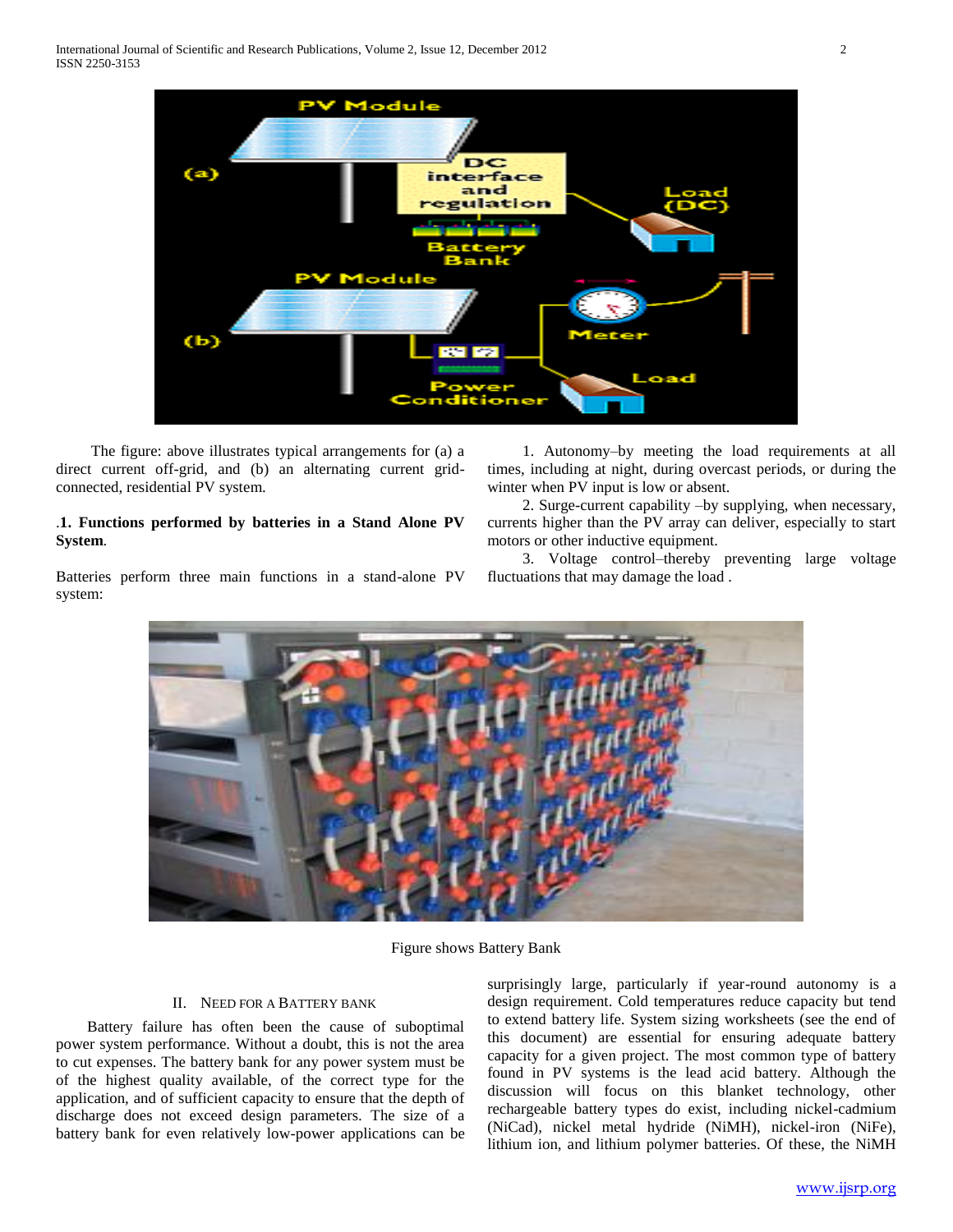The figure: above illustrates typical arrangements for (a) a direct current off-grid, and (b) an alternating current grid-connected, residential PV system.

.**1. Functions performed by batteries in a Stand Alone PV System**.

Batteries perform three main functions in a stand-alone PV system:

1. Autonomy–by meeting the load requirements at all times, including at night, during overcast periods, or during the winter when PV input is low or absent.
2. Surge-current capability –by supplying, when necessary, currents higher than the PV array can deliver, especially to start motors or other inductive equipment.
3. Voltage control–thereby preventing large voltage fluctuations that may damage the load .

Figure shows Battery Bank

## II. Need for a Battery Bank

Battery failure has often been the cause of suboptimal power system performance. Without a doubt, this is not the area to cut expenses. The battery bank for any power system must be of the highest quality available, of the correct type for the application, and of sufficient capacity to ensure that the depth of discharge does not exceed design parameters. The size of a battery bank for even relatively low-power applications can be surprisingly large, particularly if year-round autonomy is a design requirement. Cold temperatures reduce capacity but tend to extend battery life. System sizing worksheets (see the end of this document) are essential for ensuring adequate battery capacity for a given project. The most common type of battery found in PV systems is the lead acid battery. Although the discussion will focus on this blanket technology, other rechargeable battery types do exist, including nickel-cadmium (NiCad), nickel metal hydride (NiMH), nickel-iron (NiFe), lithium ion, and lithium polymer batteries. Of these, the NiMH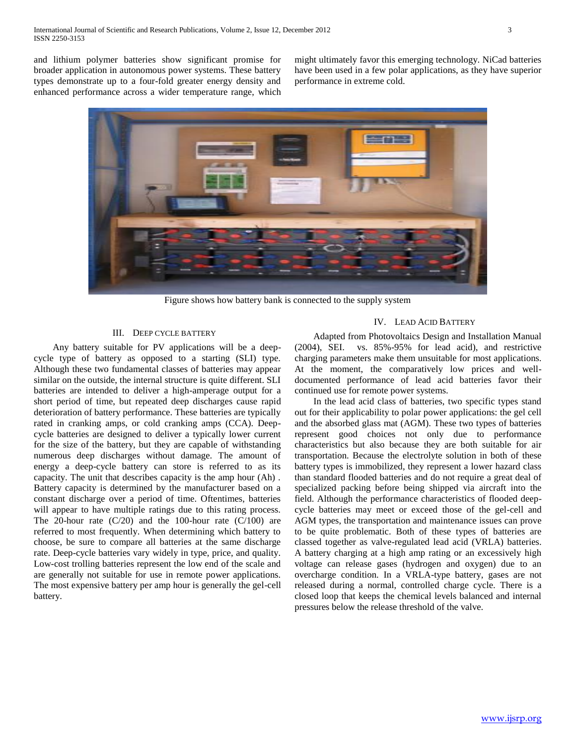and lithium polymer batteries show significant promise for broader application in autonomous power systems. These battery types demonstrate up to a four-fold greater energy density and enhanced performance across a wider temperature range, which might ultimately favor this emerging technology. NiCad batteries have been used in a few polar applications, as they have superior performance in extreme cold.

Figure shows how battery bank is connected to the supply system

## III. Deep cycle battery

Any battery suitable for PV applications will be a deep-cycle type of battery as opposed to a starting (SLI) type. Although these two fundamental classes of batteries may appear similar on the outside, the internal structure is quite different. SLI batteries are intended to deliver a high-amperage output for a short period of time, but repeated deep discharges cause rapid deterioration of battery performance. These batteries are typically rated in cranking amps, or cold cranking amps (CCA). Deep-cycle batteries are designed to deliver a typically lower current for the size of the battery, but they are capable of withstanding numerous deep discharges without damage. The amount of energy a deep-cycle battery can store is referred to as its capacity. The unit that describes capacity is the amp hour (Ah) . Battery capacity is determined by the manufacturer based on a constant discharge over a period of time. Oftentimes, batteries will appear to have multiple ratings due to this rating process. The 20-hour rate (C/20) and the 100-hour rate (C/100) are referred to most frequently. When determining which battery to choose, be sure to compare all batteries at the same discharge rate. Deep-cycle batteries vary widely in type, price, and quality. Low-cost trolling batteries represent the low end of the scale and are generally not suitable for use in remote power applications. The most expensive battery per amp hour is generally the gel-cell battery.

## IV. Lead Acid Battery

Adapted from Photovoltaics Design and Installation Manual (2004), SEI. vs. 85%-95% for lead acid), and restrictive charging parameters make them unsuitable for most applications. At the moment, the comparatively low prices and well-documented performance of lead acid batteries favor their continued use for remote power systems.

In the lead acid class of batteries, two specific types stand out for their applicability to polar power applications: the gel cell and the absorbed glass mat (AGM). These two types of batteries represent good choices not only due to performance characteristics but also because they are both suitable for air transportation. Because the electrolyte solution in both of these battery types is immobilized, they represent a lower hazard class than standard flooded batteries and do not require a great deal of specialized packing before being shipped via aircraft into the field. Although the performance characteristics of flooded deep-cycle batteries may meet or exceed those of the gel-cell and AGM types, the transportation and maintenance issues can prove to be quite problematic. Both of these types of batteries are classed together as valve-regulated lead acid (VRLA) batteries. A battery charging at a high amp rating or an excessively high voltage can release gases (hydrogen and oxygen) due to an overcharge condition. In a VRLA-type battery, gases are not released during a normal, controlled charge cycle. There is a closed loop that keeps the chemical levels balanced and internal pressures below the release threshold of the valve.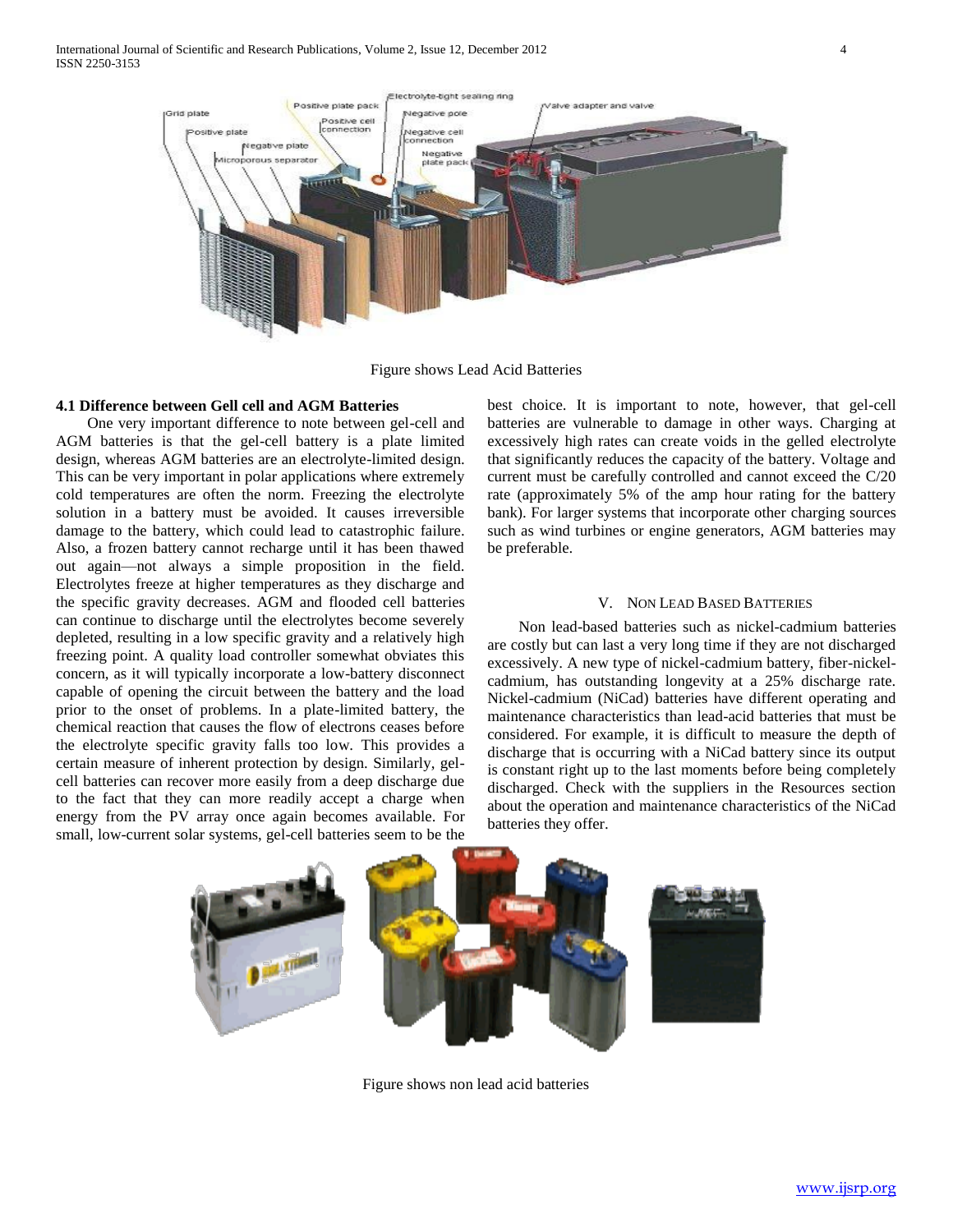Figure shows Lead Acid Batteries

### 4.1 Difference between Gell cell and AGM Batteries

One very important difference to note between gel-cell and AGM batteries is that the gel-cell battery is a plate limited design, whereas AGM batteries are an electrolyte-limited design. This can be very important in polar applications where extremely cold temperatures are often the norm. Freezing the electrolyte solution in a battery must be avoided. It causes irreversible damage to the battery, which could lead to catastrophic failure. Also, a frozen battery cannot recharge until it has been thawed out again—not always a simple proposition in the field. Electrolytes freeze at higher temperatures as they discharge and the specific gravity decreases. AGM and flooded cell batteries can continue to discharge until the electrolytes become severely depleted, resulting in a low specific gravity and a relatively high freezing point. A quality load controller somewhat obviates this concern, as it will typically incorporate a low-battery disconnect capable of opening the circuit between the battery and the load prior to the onset of problems. In a plate-limited battery, the chemical reaction that causes the flow of electrons ceases before the electrolyte specific gravity falls too low. This provides a certain measure of inherent protection by design. Similarly, gel-cell batteries can recover more easily from a deep discharge due to the fact that they can more readily accept a charge when energy from the PV array once again becomes available. For small, low-current solar systems, gel-cell batteries seem to be the best choice. It is important to note, however, that gel-cell batteries are vulnerable to damage in other ways. Charging at excessively high rates can create voids in the gelled electrolyte that significantly reduces the capacity of the battery. Voltage and current must be carefully controlled and cannot exceed the C/20 rate (approximately 5% of the amp hour rating for the battery bank). For larger systems that incorporate other charging sources such as wind turbines or engine generators, AGM batteries may be preferable.

## V. Non Lead Based Batteries

Non lead-based batteries such as nickel-cadmium batteries are costly but can last a very long time if they are not discharged excessively. A new type of nickel-cadmium battery, fiber-nickel-cadmium, has outstanding longevity at a 25% discharge rate. Nickel-cadmium (NiCad) batteries have different operating and maintenance characteristics than lead-acid batteries that must be considered. For example, it is difficult to measure the depth of discharge that is occurring with a NiCad battery since its output is constant right up to the last moments before being completely discharged. Check with the suppliers in the Resources section about the operation and maintenance characteristics of the NiCad batteries they offer.

Figure shows non lead acid batteries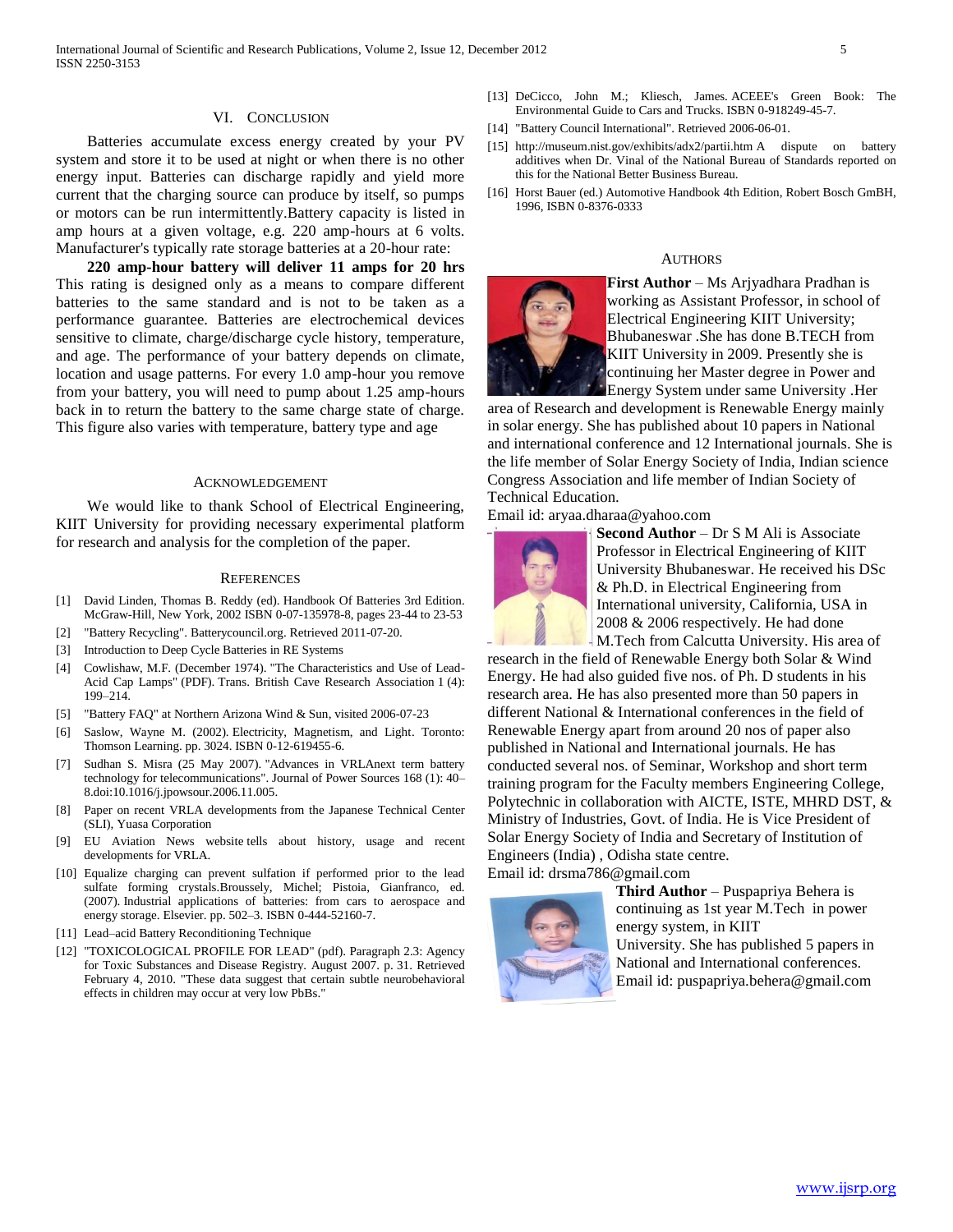## VI. Conclusion

Batteries accumulate excess energy created by your PV system and store it to be used at night or when there is no other energy input. Batteries can discharge rapidly and yield more current that the charging source can produce by itself, so pumps or motors can be run intermittently.Battery capacity is listed in amp hours at a given voltage, e.g. 220 amp-hours at 6 volts. Manufacturer's typically rate storage batteries at a 20-hour rate:

**220 amp-hour battery will deliver 11 amps for 20 hrs** This rating is designed only as a means to compare different batteries to the same standard and is not to be taken as a performance guarantee. Batteries are electrochemical devices sensitive to climate, charge/discharge cycle history, temperature, and age. The performance of your battery depends on climate, location and usage patterns. For every 1.0 amp-hour you remove from your battery, you will need to pump about 1.25 amp-hours back in to return the battery to the same charge state of charge. This figure also varies with temperature, battery type and age

## Acknowledgement

We would like to thank School of Electrical Engineering, KIIT University for providing necessary experimental platform for research and analysis for the completion of the paper.

## References

[1] David Linden, Thomas B. Reddy (ed). Handbook Of Batteries 3rd Edition. McGraw-Hill, New York, 2002 ISBN 0-07-135978-8, pages 23-44 to 23-53

[2] "Battery Recycling". Batterycouncil.org. Retrieved 2011-07-20.

[3] Introduction to Deep Cycle Batteries in RE Systems

[4] Cowlishaw, M.F. (December 1974). "The Characteristics and Use of Lead-Acid Cap Lamps" (PDF). Trans. British Cave Research Association 1 (4): 199–214.

[5] "Battery FAQ" at Northern Arizona Wind & Sun, visited 2006-07-23

[6] Saslow, Wayne M. (2002). Electricity, Magnetism, and Light. Toronto: Thomson Learning. pp. 3024. ISBN 0-12-619455-6.

[7] Sudhan S. Misra (25 May 2007). "Advances in VRLAnext term battery technology for telecommunications". Journal of Power Sources 168 (1): 40–8.doi:10.1016/j.jpowsour.2006.11.005.

[8] Paper on recent VRLA developments from the Japanese Technical Center (SLI), Yuasa Corporation

[9] EU Aviation News website tells about history, usage and recent developments for VRLA.

[10] Equalize charging can prevent sulfation if performed prior to the lead sulfate forming crystals.Broussely, Michel; Pistoia, Gianfranco, ed. (2007). Industrial applications of batteries: from cars to aerospace and energy storage. Elsevier. pp. 502–3. ISBN 0-444-52160-7.

[11] Lead–acid Battery Reconditioning Technique

[12] "TOXICOLOGICAL PROFILE FOR LEAD" (pdf). Paragraph 2.3: Agency for Toxic Substances and Disease Registry. August 2007. p. 31. Retrieved February 4, 2010. "These data suggest that certain subtle neurobehavioral effects in children may occur at very low PbBs."

[13] DeCicco, John M.; Kliesch, James. ACEEE's Green Book: The Environmental Guide to Cars and Trucks. ISBN 0-918249-45-7.

[14] "Battery Council International". Retrieved 2006-06-01.

[15] http://museum.nist.gov/exhibits/adx2/partii.htm A dispute on battery additives when Dr. Vinal of the National Bureau of Standards reported on this for the National Better Business Bureau.

[16] Horst Bauer (ed.) Automotive Handbook 4th Edition, Robert Bosch GmBH, 1996, ISBN 0-8376-0333

## Authors

**First Author** – Ms Arjyadhara Pradhan is working as Assistant Professor, in school of Electrical Engineering KIIT University; Bhubaneswar .She has done B.TECH from KIIT University in 2009. Presently she is continuing her Master degree in Power and Energy System under same University .Her area of Research and development is Renewable Energy mainly in solar energy. She has published about 10 papers in National and international conference and 12 International journals. She is the life member of Solar Energy Society of India, Indian science Congress Association and life member of Indian Society of Technical Education.
Email id: aryaa.dharaa@yahoo.com

**Second Author** – Dr S M Ali is Associate Professor in Electrical Engineering of KIIT University Bhubaneswar. He received his DSc & Ph.D. in Electrical Engineering from International university, California, USA in 2008 & 2006 respectively. He had done M.Tech from Calcutta University. His area of research in the field of Renewable Energy both Solar & Wind Energy. He had also guided five nos. of Ph. D students in his research area. He has also presented more than 50 papers in different National & International conferences in the field of Renewable Energy apart from around 20 nos of paper also published in National and International journals. He has conducted several nos. of Seminar, Workshop and short term training program for the Faculty members Engineering College, Polytechnic in collaboration with AICTE, ISTE, MHRD DST, & Ministry of Industries, Govt. of India. He is Vice President of Solar Energy Society of India and Secretary of Institution of Engineers (India) , Odisha state centre.
Email id: drsma786@gmail.com

**Third Author** – Puspapriya Behera is continuing as 1st year M.Tech in power energy system, in KIIT University. She has published 5 papers in National and International conferences.
Email id: puspapriya.behera@gmail.com